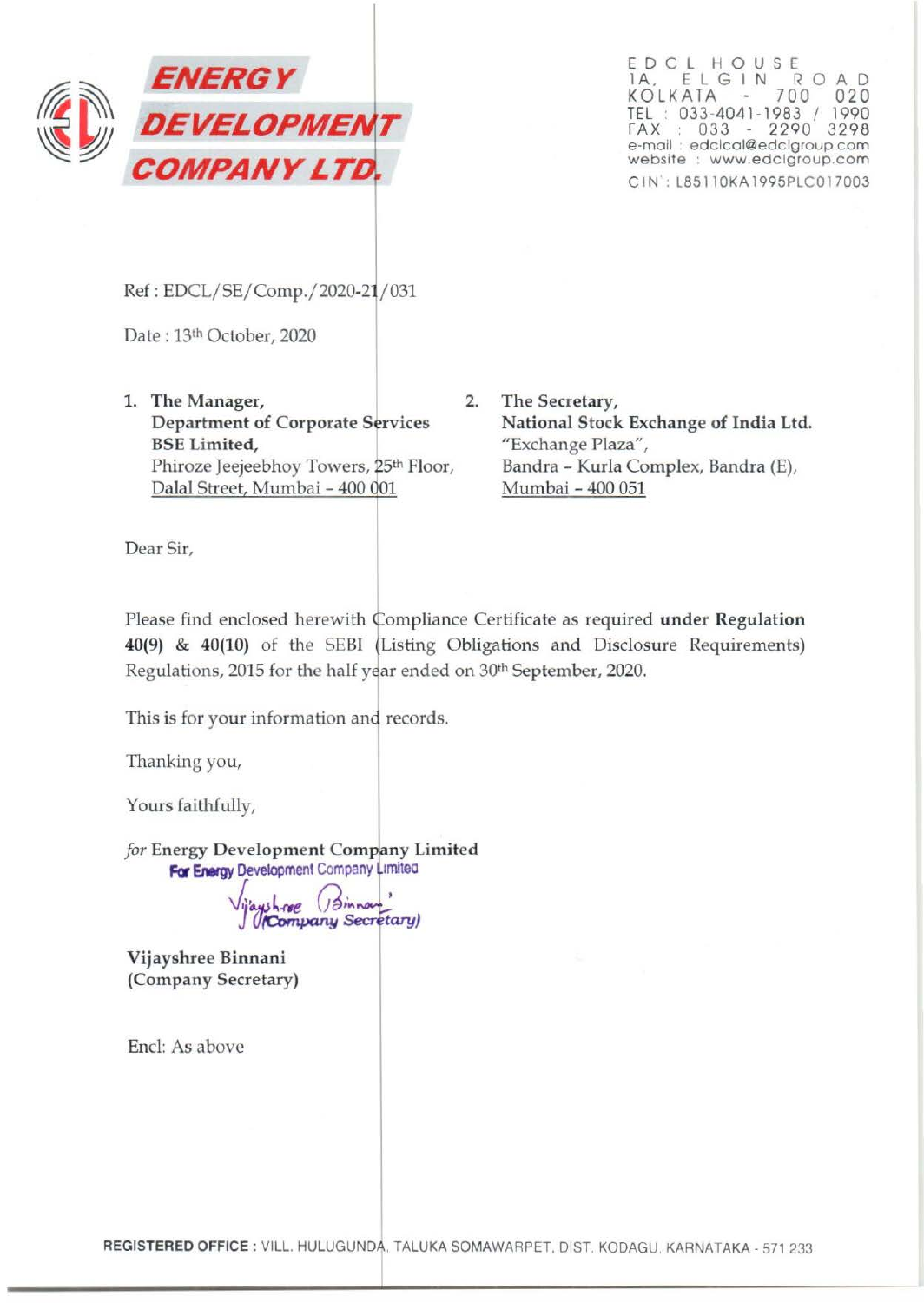# ENERGY DEVELOPMENT COMPANY LTD.

EDCL HOUSE
1A, ELGIN ROAD
KOLKATA - 700 020
TEL : 033-4041-1983 / 1990
FAX : 033 - 2290 3298
e-mail : edclcal@edclgroup.com
website : www.edclgroup.com
CIN : L85110KA1995PLC017003

Ref : EDCL/SE/Comp./2020-21/031

Date : 13th October, 2020

1. **The Manager,**
   **Department of Corporate Services**
   **BSE Limited,**
   Phiroze Jeejeebhoy Towers, 25th Floor,
   Dalal Street, Mumbai – 400 001

2. **The Secretary,**
   **National Stock Exchange of India Ltd.**
   "Exchange Plaza",
   Bandra – Kurla Complex, Bandra (E),
   Mumbai – 400 051

Dear Sir,

Please find enclosed herewith Compliance Certificate as required **under Regulation 40(9) & 40(10)** of the SEBI (Listing Obligations and Disclosure Requirements) Regulations, 2015 for the half year ended on 30th September, 2020.

This is for your information and records.

Thanking you,

Yours faithfully,

*for* **Energy Development Company Limited**

For Energy Development Company Limited
Vijayshree Binnani
(Company Secretary)

**Vijayshree Binnani**
**(Company Secretary)**

Encl: As above

**REGISTERED OFFICE :** VILL. HULUGUNDA, TALUKA SOMAWARPET, DIST. KODAGU, KARNATAKA - 571 233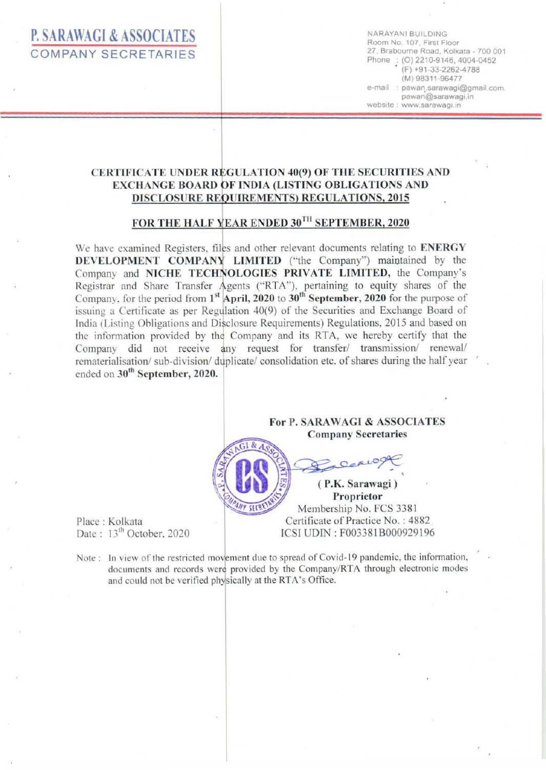# P. SARAWAGI & ASSOCIATES
## COMPANY SECRETARIES

NARAYANI BUILDING
Room No. 107, First Floor
27, Brabourne Road, Kolkata - 700 001
Phone : (O) 2210-9146, 4004-0452
(F) +91-33-2262-4788
(M) 98311-96477
e-mail : pawan.sarawagi@gmail.com.
pawan@sarawagi.in
website : www.sarawagi.in

**CERTIFICATE UNDER REGULATION 40(9) OF THE SECURITIES AND EXCHANGE BOARD OF INDIA (LISTING OBLIGATIONS AND DISCLOSURE REQUIREMENTS) REGULATIONS, 2015**

**FOR THE HALF YEAR ENDED 30TH SEPTEMBER, 2020**

We have examined Registers, files and other relevant documents relating to **ENERGY DEVELOPMENT COMPANY LIMITED** ("the Company") maintained by the Company and **NICHE TECHNOLOGIES PRIVATE LIMITED,** the Company's Registrar and Share Transfer Agents ("RTA"), pertaining to equity shares of the Company, for the period from **1st April, 2020** to **30th September, 2020** for the purpose of issuing a Certificate as per Regulation 40(9) of the Securities and Exchange Board of India (Listing Obligations and Disclosure Requirements) Regulations, 2015 and based on the information provided by the Company and its RTA, we hereby certify that the Company did not receive any request for transfer/ transmission/ renewal/ rematerialisation/ sub-division/ duplicate/ consolidation etc. of shares during the half year ended on **30th September, 2020.**

**For P. SARAWAGI & ASSOCIATES**
**Company Secretaries**

**( P.K. Sarawagi )**
**Proprietor**
Membership No. FCS 3381
Certificate of Practice No. : 4882
ICSI UDIN : F003381B000929196

Place : Kolkata
Date : 13th October, 2020

Note : In view of the restricted movement due to spread of Covid-19 pandemic, the information, documents and records were provided by the Company/RTA through electronic modes and could not be verified physically at the RTA's Office.